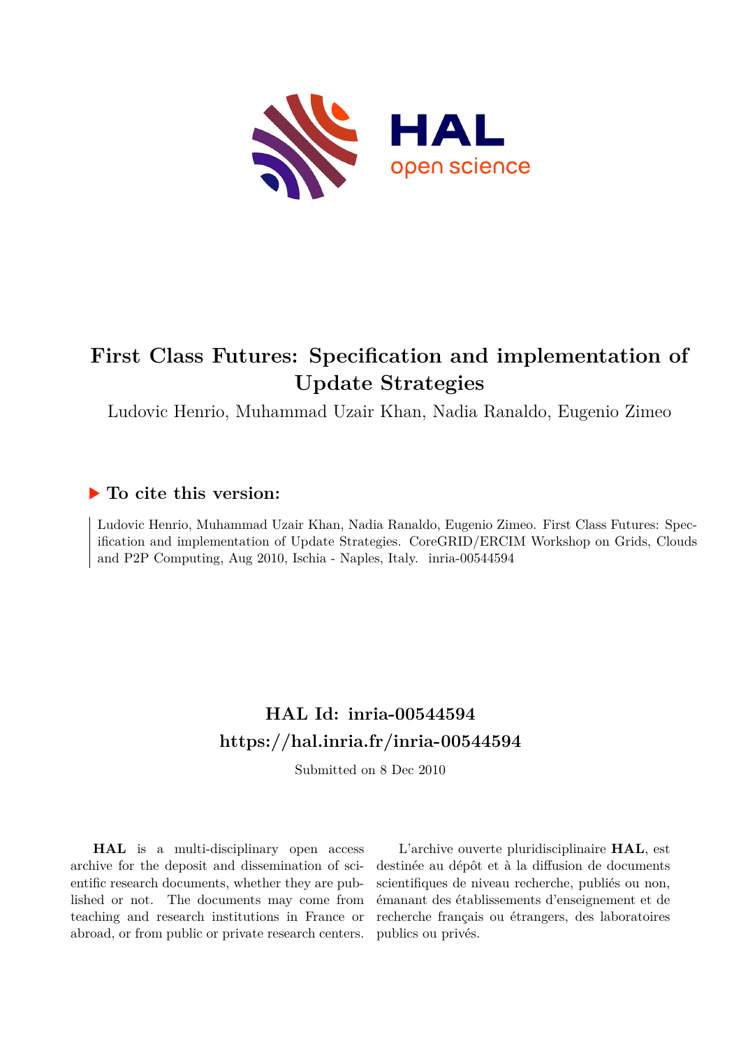# First Class Futures: Specification and implementation of Update Strategies

Ludovic Henrio, Muhammad Uzair Khan, Nadia Ranaldo, Eugenio Zimeo

## ▶ To cite this version:

Ludovic Henrio, Muhammad Uzair Khan, Nadia Ranaldo, Eugenio Zimeo. First Class Futures: Specification and implementation of Update Strategies. CoreGRID/ERCIM Workshop on Grids, Clouds and P2P Computing, Aug 2010, Ischia - Naples, Italy. inria-00544594

## HAL Id: inria-00544594
## https://hal.inria.fr/inria-00544594

Submitted on 8 Dec 2010

**HAL** is a multi-disciplinary open access archive for the deposit and dissemination of scientific research documents, whether they are published or not. The documents may come from teaching and research institutions in France or abroad, or from public or private research centers.

L'archive ouverte pluridisciplinaire **HAL**, est destinée au dépôt et à la diffusion de documents scientifiques de niveau recherche, publiés ou non, émanant des établissements d'enseignement et de recherche français ou étrangers, des laboratoires publics ou privés.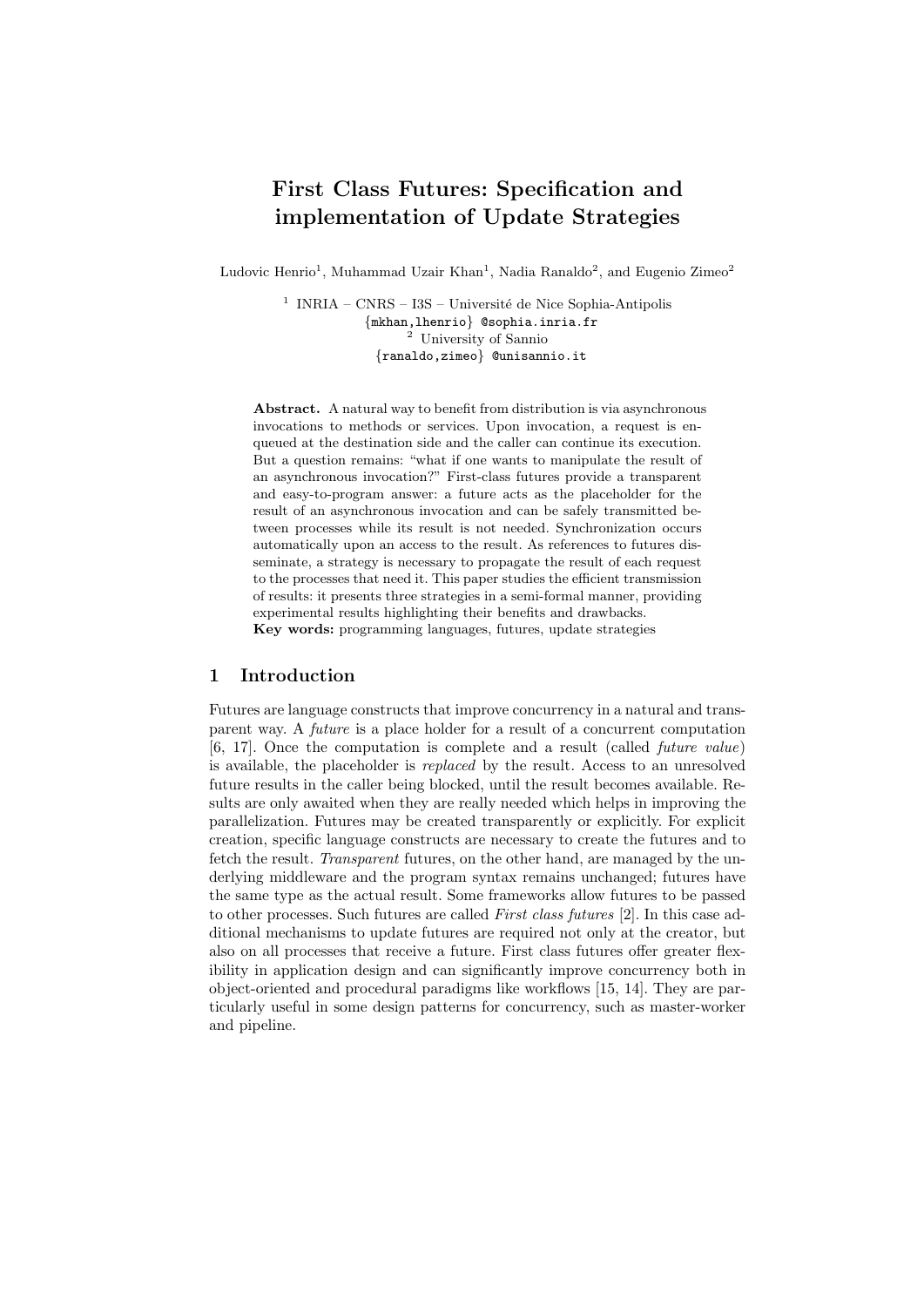# First Class Futures: Specification and implementation of Update Strategies

Ludovic Henrio[1], Muhammad Uzair Khan[1], Nadia Ranaldo[2], and Eugenio Zimeo[2]

[1] INRIA – CNRS – I3S – Université de Nice Sophia-Antipolis
{mkhan,lhenrio} @sophia.inria.fr
[2] University of Sannio
{ranaldo,zimeo} @unisannio.it

**Abstract.** A natural way to benefit from distribution is via asynchronous invocations to methods or services. Upon invocation, a request is enqueued at the destination side and the caller can continue its execution. But a question remains: "what if one wants to manipulate the result of an asynchronous invocation?" First-class futures provide a transparent and easy-to-program answer: a future acts as the placeholder for the result of an asynchronous invocation and can be safely transmitted between processes while its result is not needed. Synchronization occurs automatically upon an access to the result. As references to futures disseminate, a strategy is necessary to propagate the result of each request to the processes that need it. This paper studies the efficient transmission of results: it presents three strategies in a semi-formal manner, providing experimental results highlighting their benefits and drawbacks.
**Key words:** programming languages, futures, update strategies

## 1 Introduction

Futures are language constructs that improve concurrency in a natural and transparent way. A *future* is a place holder for a result of a concurrent computation [6, 17]. Once the computation is complete and a result (called *future value*) is available, the placeholder is *replaced* by the result. Access to an unresolved future results in the caller being blocked, until the result becomes available. Results are only awaited when they are really needed which helps in improving the parallelization. Futures may be created transparently or explicitly. For explicit creation, specific language constructs are necessary to create the futures and to fetch the result. *Transparent* futures, on the other hand, are managed by the underlying middleware and the program syntax remains unchanged; futures have the same type as the actual result. Some frameworks allow futures to be passed to other processes. Such futures are called *First class futures* [2]. In this case additional mechanisms to update futures are required not only at the creator, but also on all processes that receive a future. First class futures offer greater flexibility in application design and can significantly improve concurrency both in object-oriented and procedural paradigms like workflows [15, 14]. They are particularly useful in some design patterns for concurrency, such as master-worker and pipeline.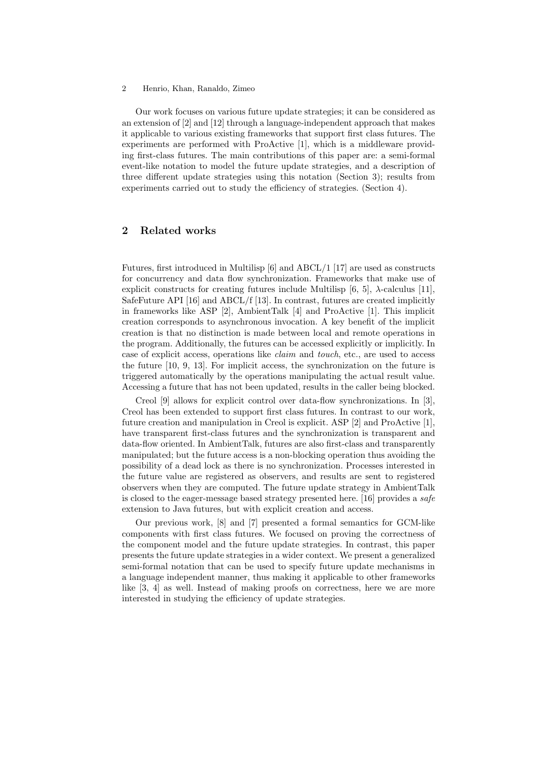Our work focuses on various future update strategies; it can be considered as an extension of [2] and [12] through a language-independent approach that makes it applicable to various existing frameworks that support first class futures. The experiments are performed with ProActive [1], which is a middleware providing first-class futures. The main contributions of this paper are: a semi-formal event-like notation to model the future update strategies, and a description of three different update strategies using this notation (Section 3); results from experiments carried out to study the efficiency of strategies. (Section 4).

## 2 Related works

Futures, first introduced in Multilisp [6] and ABCL/1 [17] are used as constructs for concurrency and data flow synchronization. Frameworks that make use of explicit constructs for creating futures include Multilisp [6, 5], λ-calculus [11], SafeFuture API [16] and ABCL/f [13]. In contrast, futures are created implicitly in frameworks like ASP [2], AmbientTalk [4] and ProActive [1]. This implicit creation corresponds to asynchronous invocation. A key benefit of the implicit creation is that no distinction is made between local and remote operations in the program. Additionally, the futures can be accessed explicitly or implicitly. In case of explicit access, operations like *claim* and *touch*, etc., are used to access the future [10, 9, 13]. For implicit access, the synchronization on the future is triggered automatically by the operations manipulating the actual result value. Accessing a future that has not been updated, results in the caller being blocked.

Creol [9] allows for explicit control over data-flow synchronizations. In [3], Creol has been extended to support first class futures. In contrast to our work, future creation and manipulation in Creol is explicit. ASP [2] and ProActive [1], have transparent first-class futures and the synchronization is transparent and data-flow oriented. In AmbientTalk, futures are also first-class and transparently manipulated; but the future access is a non-blocking operation thus avoiding the possibility of a dead lock as there is no synchronization. Processes interested in the future value are registered as observers, and results are sent to registered observers when they are computed. The future update strategy in AmbientTalk is closed to the eager-message based strategy presented here. [16] provides a *safe* extension to Java futures, but with explicit creation and access.

Our previous work, [8] and [7] presented a formal semantics for GCM-like components with first class futures. We focused on proving the correctness of the component model and the future update strategies. In contrast, this paper presents the future update strategies in a wider context. We present a generalized semi-formal notation that can be used to specify future update mechanisms in a language independent manner, thus making it applicable to other frameworks like [3, 4] as well. Instead of making proofs on correctness, here we are more interested in studying the efficiency of update strategies.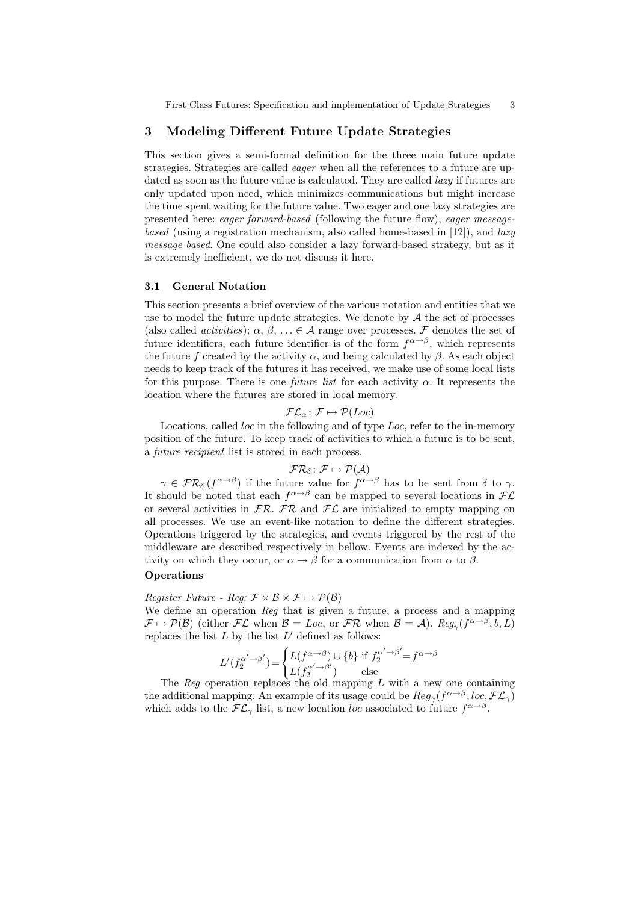## 3 Modeling Different Future Update Strategies

This section gives a semi-formal definition for the three main future update strategies. Strategies are called *eager* when all the references to a future are updated as soon as the future value is calculated. They are called *lazy* if futures are only updated upon need, which minimizes communications but might increase the time spent waiting for the future value. Two eager and one lazy strategies are presented here: *eager forward-based* (following the future flow), *eager message-based* (using a registration mechanism, also called home-based in [12]), and *lazy message based*. One could also consider a lazy forward-based strategy, but as it is extremely inefficient, we do not discuss it here.

### 3.1 General Notation

This section presents a brief overview of the various notation and entities that we use to model the future update strategies. We denote by $\mathcal{A}$ the set of processes (also called *activities*); $\alpha, \beta, \ldots \in \mathcal{A}$ range over processes. $\mathcal{F}$ denotes the set of future identifiers, each future identifier is of the form $f^{\alpha \to \beta}$, which represents the future $f$ created by the activity $\alpha$, and being calculated by $\beta$. As each object needs to keep track of the futures it has received, we make use of some local lists for this purpose. There is one *future list* for each activity $\alpha$. It represents the location where the futures are stored in local memory.

$$\mathcal{FL}_\alpha \colon \mathcal{F} \mapsto \mathcal{P}(Loc)$$

Locations, called *loc* in the following and of type *Loc*, refer to the in-memory position of the future. To keep track of activities to which a future is to be sent, a *future recipient* list is stored in each process.

$$\mathcal{FR}_\delta \colon \mathcal{F} \mapsto \mathcal{P}(\mathcal{A})$$

$\gamma \in \mathcal{FR}_\delta(f^{\alpha \to \beta})$ if the future value for $f^{\alpha \to \beta}$ has to be sent from $\delta$ to $\gamma$. It should be noted that each $f^{\alpha \to \beta}$ can be mapped to several locations in $\mathcal{FL}$ or several activities in $\mathcal{FR}$. $\mathcal{FR}$ and $\mathcal{FL}$ are initialized to empty mapping on all processes. We use an event-like notation to define the different strategies. Operations triggered by the strategies, and events triggered by the rest of the middleware are described respectively in bellow. Events are indexed by the activity on which they occur, or $\alpha \to \beta$ for a communication from $\alpha$ to $\beta$.

**Operations**

*Register Future - Reg:* $\mathcal{F} \times \mathcal{B} \times \mathcal{F} \mapsto \mathcal{P}(\mathcal{B})$

We define an operation *Reg* that is given a future, a process and a mapping $\mathcal{F} \mapsto \mathcal{P}(\mathcal{B})$ (either $\mathcal{FL}$ when $\mathcal{B} = Loc$, or $\mathcal{FR}$ when $\mathcal{B} = \mathcal{A}$). $Reg_\gamma(f^{\alpha \to \beta}, b, L)$ replaces the list $L$ by the list $L'$ defined as follows:

$$L'(f_2^{\alpha' \to \beta'}) = \begin{cases} L(f^{\alpha \to \beta}) \cup \{b\} & \text{if } f_2^{\alpha' \to \beta'} = f^{\alpha \to \beta} \\ L(f_2^{\alpha' \to \beta'}) & \text{else} \end{cases}$$

The *Reg* operation replaces the old mapping $L$ with a new one containing the additional mapping. An example of its usage could be $Reg_\gamma(f^{\alpha \to \beta}, loc, \mathcal{FL}_\gamma)$ which adds to the $\mathcal{FL}_\gamma$ list, a new location *loc* associated to future $f^{\alpha \to \beta}$.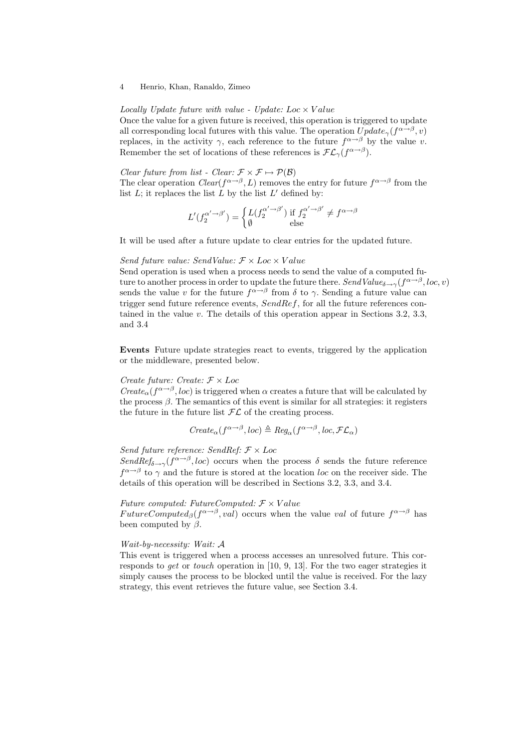*Locally Update future with value - Update: $Loc \times Value$*
Once the value for a given future is received, this operation is triggered to update all corresponding local futures with this value. The operation $Update_{\gamma}(f^{\alpha \to \beta}, v)$ replaces, in the activity $\gamma$, each reference to the future $f^{\alpha \to \beta}$ by the value $v$. Remember the set of locations of these references is $\mathcal{FL}_{\gamma}(f^{\alpha \to \beta})$.

*Clear future from list - Clear: $\mathcal{F} \times \mathcal{F} \mapsto \mathcal{P}(\mathcal{B})$*
The clear operation *Clear*$(f^{\alpha \to \beta}, L)$ removes the entry for future $f^{\alpha \to \beta}$ from the list $L$; it replaces the list $L$ by the list $L'$ defined by:

$$L'(f_2^{\alpha' \to \beta'}) = \begin{cases} L(f_2^{\alpha' \to \beta'}) & \text{if } f_2^{\alpha' \to \beta'} \neq f^{\alpha \to \beta} \\ \emptyset & \text{else} \end{cases}$$

It will be used after a future update to clear entries for the updated future.

*Send future value: SendValue: $\mathcal{F} \times Loc \times Value$*
Send operation is used when a process needs to send the value of a computed future to another process in order to update the future there. $SendValue_{\delta \to \gamma}(f^{\alpha \to \beta}, loc, v)$ sends the value $v$ for the future $f^{\alpha \to \beta}$ from $\delta$ to $\gamma$. Sending a future value can trigger send future reference events, $SendRef$, for all the future references contained in the value $v$. The details of this operation appear in Sections 3.2, 3.3, and 3.4

**Events** Future update strategies react to events, triggered by the application or the middleware, presented below.

*Create future: Create: $\mathcal{F} \times Loc$*
$Create_{\alpha}(f^{\alpha \to \beta}, loc)$ is triggered when $\alpha$ creates a future that will be calculated by the process $\beta$. The semantics of this event is similar for all strategies: it registers the future in the future list $\mathcal{FL}$ of the creating process.

$$Create_{\alpha}(f^{\alpha \to \beta}, loc) \triangleq Reg_{\alpha}(f^{\alpha \to \beta}, loc, \mathcal{FL}_{\alpha})$$

*Send future reference: SendRef: $\mathcal{F} \times Loc$*
$SendRef_{\delta \to \gamma}(f^{\alpha \to \beta}, loc)$ occurs when the process $\delta$ sends the future reference $f^{\alpha \to \beta}$ to $\gamma$ and the future is stored at the location $loc$ on the receiver side. The details of this operation will be described in Sections 3.2, 3.3, and 3.4.

*Future computed: FutureComputed: $\mathcal{F} \times Value$*
$FutureComputed_{\beta}(f^{\alpha \to \beta}, val)$ occurs when the value $val$ of future $f^{\alpha \to \beta}$ has been computed by $\beta$.

*Wait-by-necessity: Wait: $\mathcal{A}$*
This event is triggered when a process accesses an unresolved future. This corresponds to *get* or *touch* operation in [10, 9, 13]. For the two eager strategies it simply causes the process to be blocked until the value is received. For the lazy strategy, this event retrieves the future value, see Section 3.4.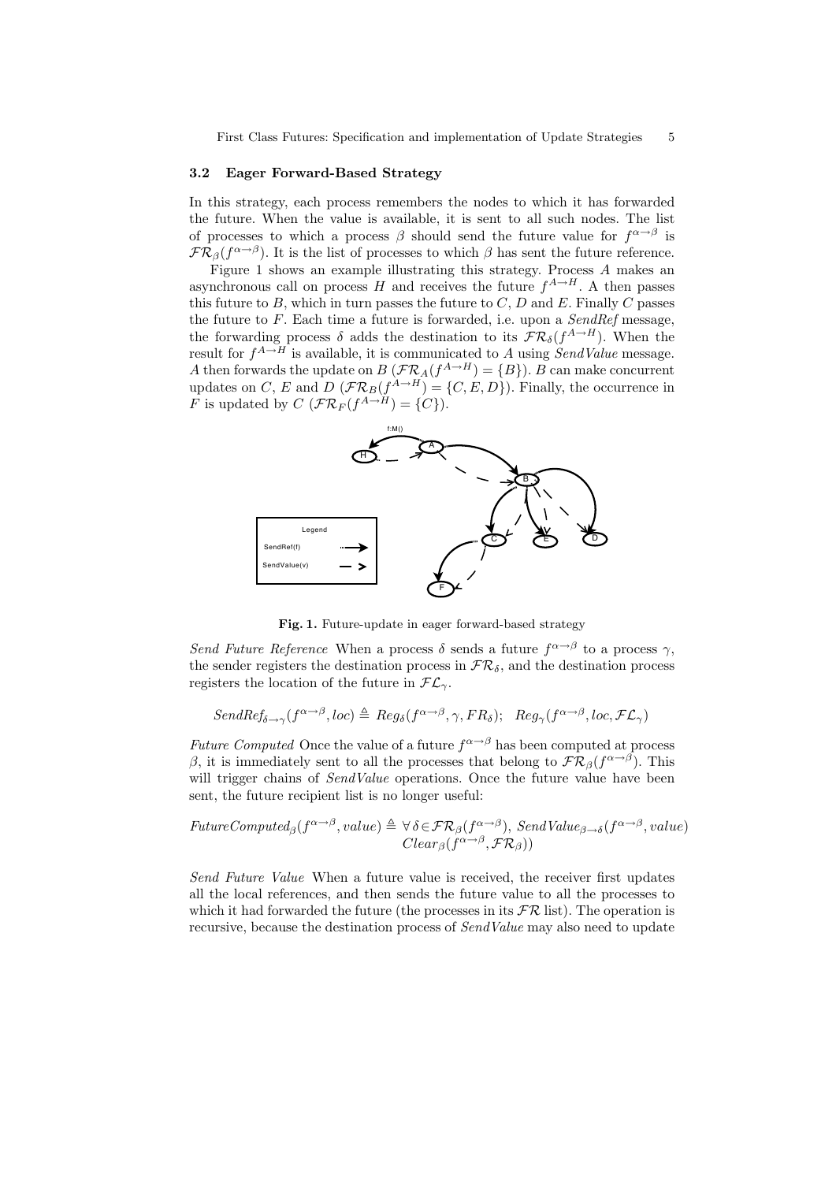### 3.2 Eager Forward-Based Strategy

In this strategy, each process remembers the nodes to which it has forwarded the future. When the value is available, it is sent to all such nodes. The list of processes to which a process $\beta$ should send the future value for $f^{\alpha\rightarrow\beta}$ is $\mathcal{FR}_\beta(f^{\alpha\rightarrow\beta})$. It is the list of processes to which $\beta$ has sent the future reference.

Figure 1 shows an example illustrating this strategy. Process $A$ makes an asynchronous call on process $H$ and receives the future $f^{A\rightarrow H}$. $A$ then passes this future to $B$, which in turn passes the future to $C$, $D$ and $E$. Finally $C$ passes the future to $F$. Each time a future is forwarded, i.e. upon a *SendRef* message, the forwarding process $\delta$ adds the destination in its $\mathcal{FR}_\delta(f^{A\rightarrow H})$. When the result for $f^{A\rightarrow H}$ is available, it is communicated to $A$ using *SendValue* message. $A$ then forwards the update on $B$ ($\mathcal{FR}_A(f^{A\rightarrow H}) = \{B\}$). $B$ can make concurrent updates on $C$, $E$ and $D$ ($\mathcal{FR}_B(f^{A\rightarrow H}) = \{C, E, D\}$). Finally, the occurrence in $F$ is updated by $C$ ($\mathcal{FR}_F(f^{A\rightarrow H}) = \{C\}$).

**Fig. 1.** Future-update in eager forward-based strategy

*Send Future Reference* When a process $\delta$ sends a future $f^{\alpha\rightarrow\beta}$ to a process $\gamma$, the sender registers the destination process in $\mathcal{FR}_\delta$, and the destination process registers the location of the future in $\mathcal{FL}_\gamma$.

$$SendRef_{\delta\rightarrow\gamma}(f^{\alpha\rightarrow\beta}, loc) \triangleq Reg_\delta(f^{\alpha\rightarrow\beta}, \gamma, FR_\delta);\quad Reg_\gamma(f^{\alpha\rightarrow\beta}, loc, \mathcal{FL}_\gamma)$$

*Future Computed* Once the value of a future $f^{\alpha\rightarrow\beta}$ has been computed at process $\beta$, it is immediately sent to all the processes that belong to $\mathcal{FR}_\beta(f^{\alpha\rightarrow\beta})$. This will trigger chains of *SendValue* operations. Once the future value have been sent, the future recipient list is no longer useful:

$$FutureComputed_\beta(f^{\alpha\rightarrow\beta}, value) \triangleq \forall\, \delta \in \mathcal{FR}_\beta(f^{\alpha\rightarrow\beta}),\ SendValue_{\beta\rightarrow\delta}(f^{\alpha\rightarrow\beta}, value)$$
$$Clear_\beta(f^{\alpha\rightarrow\beta}, \mathcal{FR}_\beta))$$

*Send Future Value* When a future value is received, the receiver first updates all the local references, and then sends the future value to all the processes to which it had forwarded the future (the processes in its $\mathcal{FR}$ list). The operation is recursive, because the destination process of *SendValue* may also need to update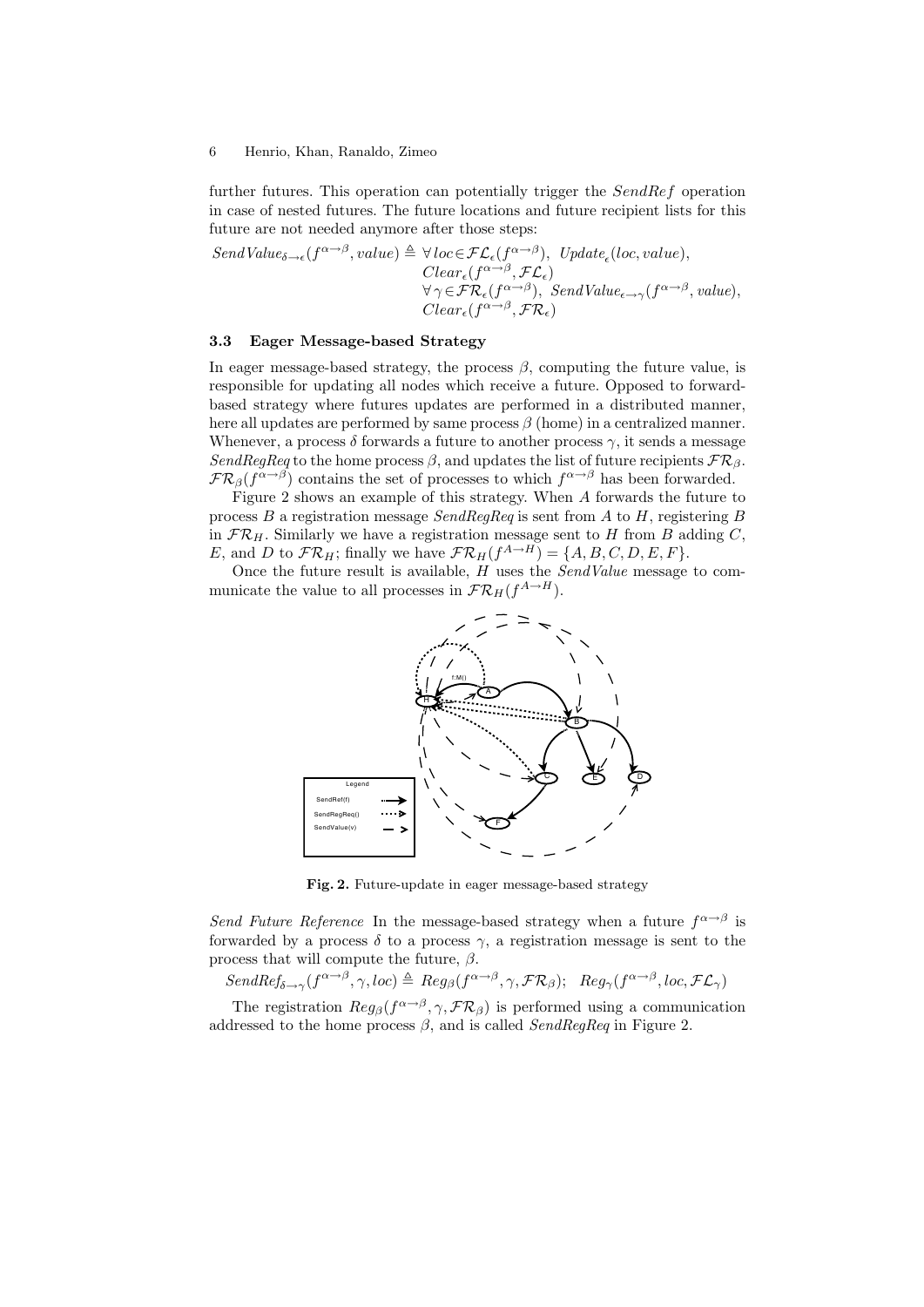further futures. This operation can potentially trigger the $SendRef$ operation in case of nested futures. The future locations and future recipient lists for this future are not needed anymore after those steps:

$$
\begin{aligned}
SendValue_{\delta \to \epsilon}(f^{\alpha \to \beta}, value) \triangleq\ & \forall\, loc \in \mathcal{FL}_\epsilon(f^{\alpha \to \beta}),\ Update_\epsilon(loc, value),\\
& Clear_\epsilon(f^{\alpha \to \beta}, \mathcal{FL}_\epsilon)\\
& \forall\, \gamma \in \mathcal{FR}_\epsilon(f^{\alpha \to \beta}),\ SendValue_{\epsilon \to \gamma}(f^{\alpha \to \beta}, value),\\
& Clear_\epsilon(f^{\alpha \to \beta}, \mathcal{FR}_\epsilon)
\end{aligned}
$$

### 3.3 Eager Message-based Strategy

In eager message-based strategy, the process $\beta$, computing the future value, is responsible for updating all nodes which receive a future. Opposed to forward-based strategy where futures updates are performed in a distributed manner, here all updates are performed by same process $\beta$ (home) in a centralized manner. Whenever, a process $\delta$ forwards a future to another process $\gamma$, it sends a message *SendRegReq* to the home process $\beta$, and updates the list of future recipients $\mathcal{FR}_\beta$. $\mathcal{FR}_\beta(f^{\alpha \to \beta})$ contains the set of processes to which $f^{\alpha \to \beta}$ has been forwarded.

Figure 2 shows an example of this strategy. When $A$ forwards the future to process $B$ a registration message *SendRegReq* is sent from $A$ to $H$, registering $B$ in $\mathcal{FR}_H$. Similarly we have a registration message sent to $H$ from $B$ adding $C$, $E$, and $D$ to $\mathcal{FR}_H$; finally we have $\mathcal{FR}_H(f^{A \to H}) = \{A, B, C, D, E, F\}$.

Once the future result is available, $H$ uses the *SendValue* message to communicate the value to all processes in $\mathcal{FR}_H(f^{A \to H})$.

**Fig. 2.** Future-update in eager message-based strategy

*Send Future Reference* In the message-based strategy when a future $f^{\alpha \to \beta}$ is forwarded by a process $\delta$ to a process $\gamma$, a registration message is sent to the process that will compute the future, $\beta$.

$$
SendRef_{\delta \to \gamma}(f^{\alpha \to \beta}, \gamma, loc) \triangleq Reg_\beta(f^{\alpha \to \beta}, \gamma, \mathcal{FR}_\beta);\ \ Reg_\gamma(f^{\alpha \to \beta}, loc, \mathcal{FL}_\gamma)
$$

The registration $Reg_\beta(f^{\alpha \to \beta}, \gamma, \mathcal{FR}_\beta)$ is performed using a communication addressed to the home process $\beta$, and is called *SendRegReq* in Figure 2.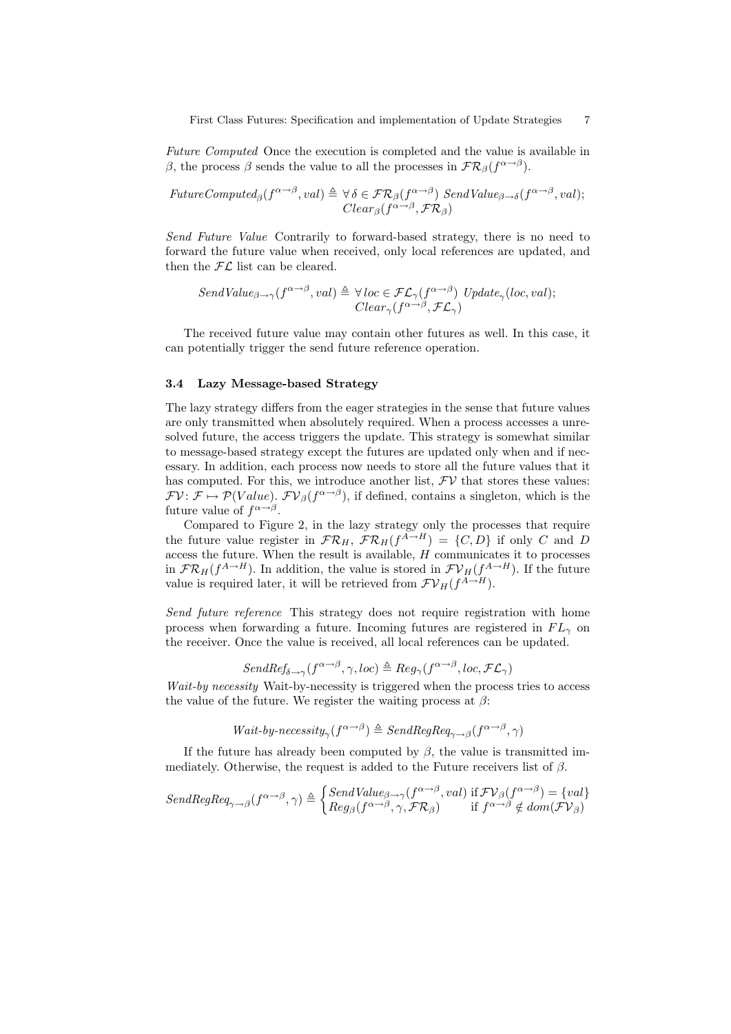*Future Computed* Once the execution is completed and the value is available in $\beta$, the process $\beta$ sends the value to all the processes in $\mathcal{FR}_\beta(f^{\alpha\to\beta})$.

$$FutureComputed_\beta(f^{\alpha\to\beta}, val) \triangleq \forall\, \delta \in \mathcal{FR}_\beta(f^{\alpha\to\beta})\ SendValue_{\beta\to\delta}(f^{\alpha\to\beta}, val);\ Clear_\beta(f^{\alpha\to\beta}, \mathcal{FR}_\beta)$$

*Send Future Value* Contrarily to forward-based strategy, there is no need to forward the future value when received, only local references are updated, and then the $\mathcal{FL}$ list can be cleared.

$$SendValue_{\beta\to\gamma}(f^{\alpha\to\beta}, val) \triangleq \forall\, loc \in \mathcal{FL}_\gamma(f^{\alpha\to\beta})\ Update_\gamma(loc, val);\ Clear_\gamma(f^{\alpha\to\beta}, \mathcal{FL}_\gamma)$$

The received future value may contain other futures as well. In this case, it can potentially trigger the send future reference operation.

### 3.4 Lazy Message-based Strategy

The lazy strategy differs from the eager strategies in the sense that future values are only transmitted when absolutely required. When a process accesses a unresolved future, the access triggers the update. This strategy is somewhat similar to message-based strategy except the futures are updated only when and if necessary. In addition, each process now needs to store all the future values that it has computed. For this, we introduce another list, $\mathcal{FV}$ that stores these values: $\mathcal{FV}\colon \mathcal{F} \mapsto \mathcal{P}(Value)$. $\mathcal{FV}_\beta(f^{\alpha\to\beta})$, if defined, contains a singleton, which is the future value of $f^{\alpha\to\beta}$.

Compared to Figure 2, in the lazy strategy only the processes that require the future value register in $\mathcal{FR}_H$, $\mathcal{FR}_H(f^{A\to H}) = \{C, D\}$ if only $C$ and $D$ access the future. When the result is available, $H$ communicates it to processes in $\mathcal{FR}_H(f^{A\to H})$. In addition, the value is stored in $\mathcal{FV}_H(f^{A\to H})$. If the future value is required later, it will be retrieved from $\mathcal{FV}_H(f^{A\to H})$.

*Send future reference* This strategy does not require registration with home process when forwarding a future. Incoming futures are registered in $FL_\gamma$ on the receiver. Once the value is received, all local references can be updated.

$$SendRef_{\delta\to\gamma}(f^{\alpha\to\beta}, \gamma, loc) \triangleq Reg_\gamma(f^{\alpha\to\beta}, loc, \mathcal{FL}_\gamma)$$

*Wait-by necessity* Wait-by-necessity is triggered when the process tries to access the value of the future. We register the waiting process at $\beta$:

$$Wait\text{-}by\text{-}necessity_\gamma(f^{\alpha\to\beta}) \triangleq SendRegReq_{\gamma\to\beta}(f^{\alpha\to\beta}, \gamma)$$

If the future has already been computed by $\beta$, the value is transmitted immediately. Otherwise, the request is added to the Future receivers list of $\beta$.

$$SendRegReq_{\gamma\to\beta}(f^{\alpha\to\beta}, \gamma) \triangleq \begin{cases} SendValue_{\beta\to\gamma}(f^{\alpha\to\beta}, val) & \text{if } \mathcal{FV}_\beta(f^{\alpha\to\beta}) = \{val\} \\ Reg_\beta(f^{\alpha\to\beta}, \gamma, \mathcal{FR}_\beta) & \text{if } f^{\alpha\to\beta} \notin dom(\mathcal{FV}_\beta) \end{cases}$$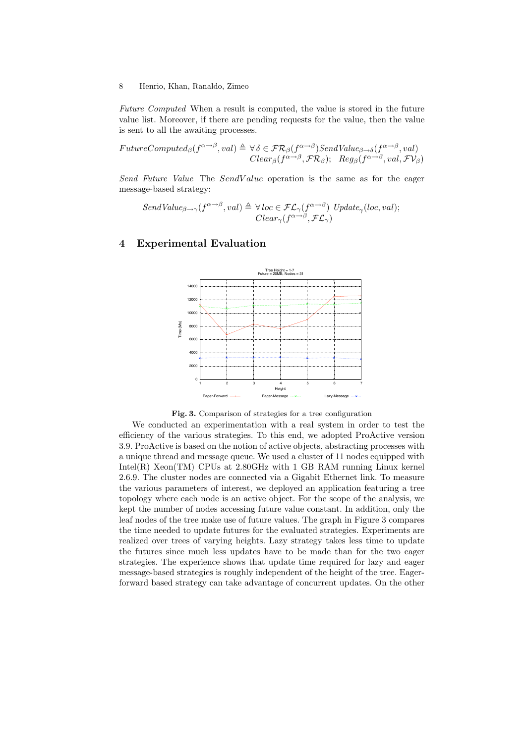*Future Computed* When a result is computed, the value is stored in the future value list. Moreover, if there are pending requests for the value, then the value is sent to all the awaiting processes.

$$FutureComputed_\beta(f^{\alpha\to\beta}, val) \triangleq \forall\, \delta \in \mathcal{FR}_\beta(f^{\alpha\to\beta}) SendValue_{\beta\to\delta}(f^{\alpha\to\beta}, val)$$
$$Clear_\beta(f^{\alpha\to\beta}, \mathcal{FR}_\beta);\quad Reg_\beta(f^{\alpha\to\beta}, val, \mathcal{FV}_\beta)$$

*Send Future Value* The *SendValue* operation is the same as for the eager message-based strategy:

$$SendValue_{\beta\to\gamma}(f^{\alpha\to\beta}, val) \triangleq \forall\, loc \in \mathcal{FL}_\gamma(f^{\alpha\to\beta})\ Update_\gamma(loc, val);$$
$$Clear_\gamma(f^{\alpha\to\beta}, \mathcal{FL}_\gamma)$$

## 4 Experimental Evaluation

**Fig. 3.** Comparison of strategies for a tree configuration

We conducted an experimentation with a real system in order to test the efficiency of the various strategies. To this end, we adopted ProActive version 3.9. ProActive is based on the notion of active objects, abstracting processes with a unique thread and message queue. We used a cluster of 11 nodes equipped with Intel(R) Xeon(TM) CPUs at 2.80GHz with 1 GB RAM running Linux kernel 2.6.9. The cluster nodes are connected via a Gigabit Ethernet link. To measure the various parameters of interest, we deployed an application featuring a tree topology where each node is an active object. For the scope of the analysis, we kept the number of nodes accessing future value constant. In addition, only the leaf nodes of the tree make use of future values. The graph in Figure 3 compares the time needed to update futures for the evaluated strategies. Experiments are realized over trees of varying heights. Lazy strategy takes less time to update the futures since much less updates have to be made than for the two eager strategies. The experience shows that update time required for lazy and eager message-based strategies is roughly independent of the height of the tree. Eager-forward based strategy can take advantage of concurrent updates. On the other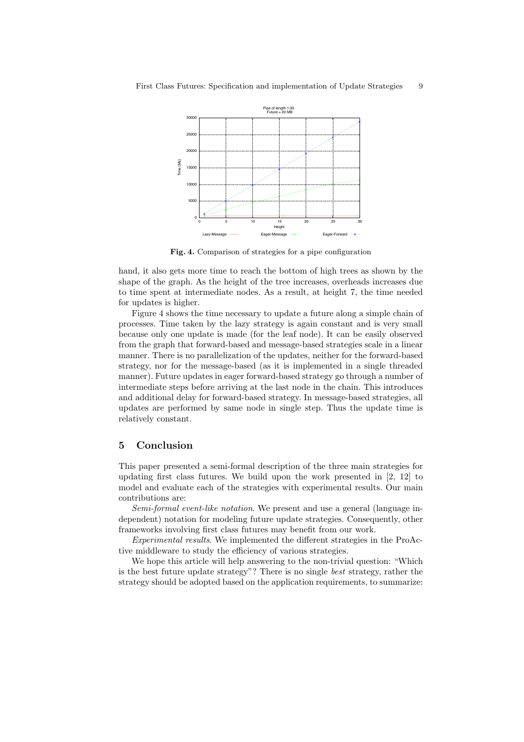**Fig. 4.** Comparison of strategies for a pipe configuration

hand, it also gets more time to reach the bottom of high trees as shown by the shape of the graph. As the height of the tree increases, overheads increases due to time spent at intermediate nodes. As a result, at height 7, the time needed for updates is higher.

Figure 4 shows the time necessary to update a future along a simple chain of processes. Time taken by the lazy strategy is again constant and is very small because only one update is made (for the leaf node). It can be easily observed from the graph that forward-based and message-based strategies scale in a linear manner. There is no parallelization of the updates, neither for the forward-based strategy, nor for the message-based (as it is implemented in a single threaded manner). Future updates in eager forward-based strategy go through a number of intermediate steps before arriving at the last node in the chain. This introduces and additional delay for forward-based strategy. In message-based strategies, all updates are performed by same node in single step. Thus the update time is relatively constant.

## 5 Conclusion

This paper presented a semi-formal description of the three main strategies for updating first class futures. We build upon the work presented in [2, 12] to model and evaluate each of the strategies with experimental results. Our main contributions are:

*Semi-formal event-like notation.* We present and use a general (language independent) notation for modeling future update strategies. Consequently, other frameworks involving first class futures may benefit from our work.

*Experimental results.* We implemented the different strategies in the ProActive middleware to study the efficiency of various strategies.

We hope this article will help answering to the non-trivial question: "Which is the best future update strategy"? There is no single *best* strategy, rather the strategy should be adopted based on the application requirements, to summarize: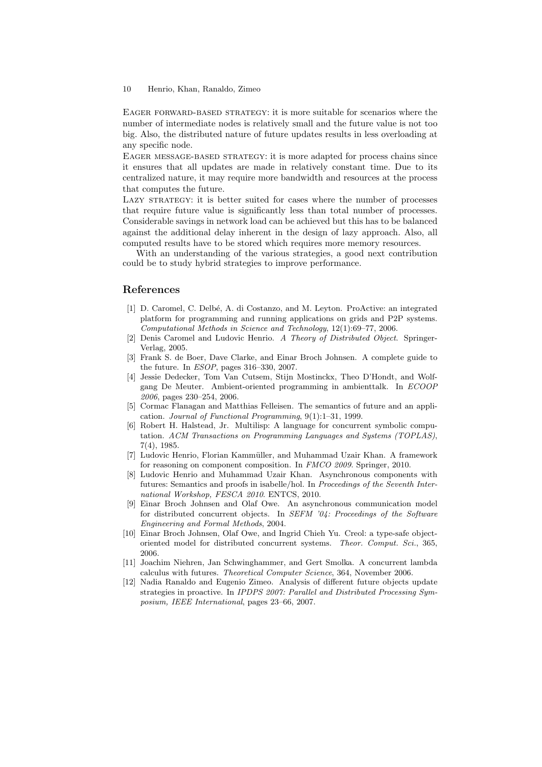Eager forward-based strategy: it is more suitable for scenarios where the number of intermediate nodes is relatively small and the future value is not too big. Also, the distributed nature of future updates results in less overloading at any specific node.

Eager message-based strategy: it is more adapted for process chains since it ensures that all updates are made in relatively constant time. Due to its centralized nature, it may require more bandwidth and resources at the process that computes the future.

Lazy strategy: it is better suited for cases where the number of processes that require future value is significantly less than total number of processes. Considerable savings in network load can be achieved but this has to be balanced against the additional delay inherent in the design of lazy approach. Also, all computed results have to be stored which requires more memory resources.

With an understanding of the various strategies, a good next contribution could be to study hybrid strategies to improve performance.

## References

[1] D. Caromel, C. Delbé, A. di Costanzo, and M. Leyton. ProActive: an integrated platform for programming and running applications on grids and P2P systems. *Computational Methods in Science and Technology*, 12(1):69–77, 2006.

[2] Denis Caromel and Ludovic Henrio. *A Theory of Distributed Object*. Springer-Verlag, 2005.

[3] Frank S. de Boer, Dave Clarke, and Einar Broch Johnsen. A complete guide to the future. In *ESOP*, pages 316–330, 2007.

[4] Jessie Dedecker, Tom Van Cutsem, Stijn Mostinckx, Theo D'Hondt, and Wolfgang De Meuter. Ambient-oriented programming in ambienttalk. In *ECOOP 2006*, pages 230–254, 2006.

[5] Cormac Flanagan and Matthias Felleisen. The semantics of future and an application. *Journal of Functional Programming*, 9(1):1–31, 1999.

[6] Robert H. Halstead, Jr. Multilisp: A language for concurrent symbolic computation. *ACM Transactions on Programming Languages and Systems (TOPLAS)*, 7(4), 1985.

[7] Ludovic Henrio, Florian Kammüller, and Muhammad Uzair Khan. A framework for reasoning on component composition. In *FMCO 2009*. Springer, 2010.

[8] Ludovic Henrio and Muhammad Uzair Khan. Asynchronous components with futures: Semantics and proofs in isabelle/hol. In *Proceedings of the Seventh International Workshop, FESCA 2010*. ENTCS, 2010.

[9] Einar Broch Johnsen and Olaf Owe. An asynchronous communication model for distributed concurrent objects. In *SEFM '04: Proceedings of the Software Engineering and Formal Methods*, 2004.

[10] Einar Broch Johnsen, Olaf Owe, and Ingrid Chieh Yu. Creol: a type-safe object-oriented model for distributed concurrent systems. *Theor. Comput. Sci.*, 365, 2006.

[11] Joachim Niehren, Jan Schwinghammer, and Gert Smolka. A concurrent lambda calculus with futures. *Theoretical Computer Science*, 364, November 2006.

[12] Nadia Ranaldo and Eugenio Zimeo. Analysis of different future objects update strategies in proactive. In *IPDPS 2007: Parallel and Distributed Processing Symposium, IEEE International*, pages 23–66, 2007.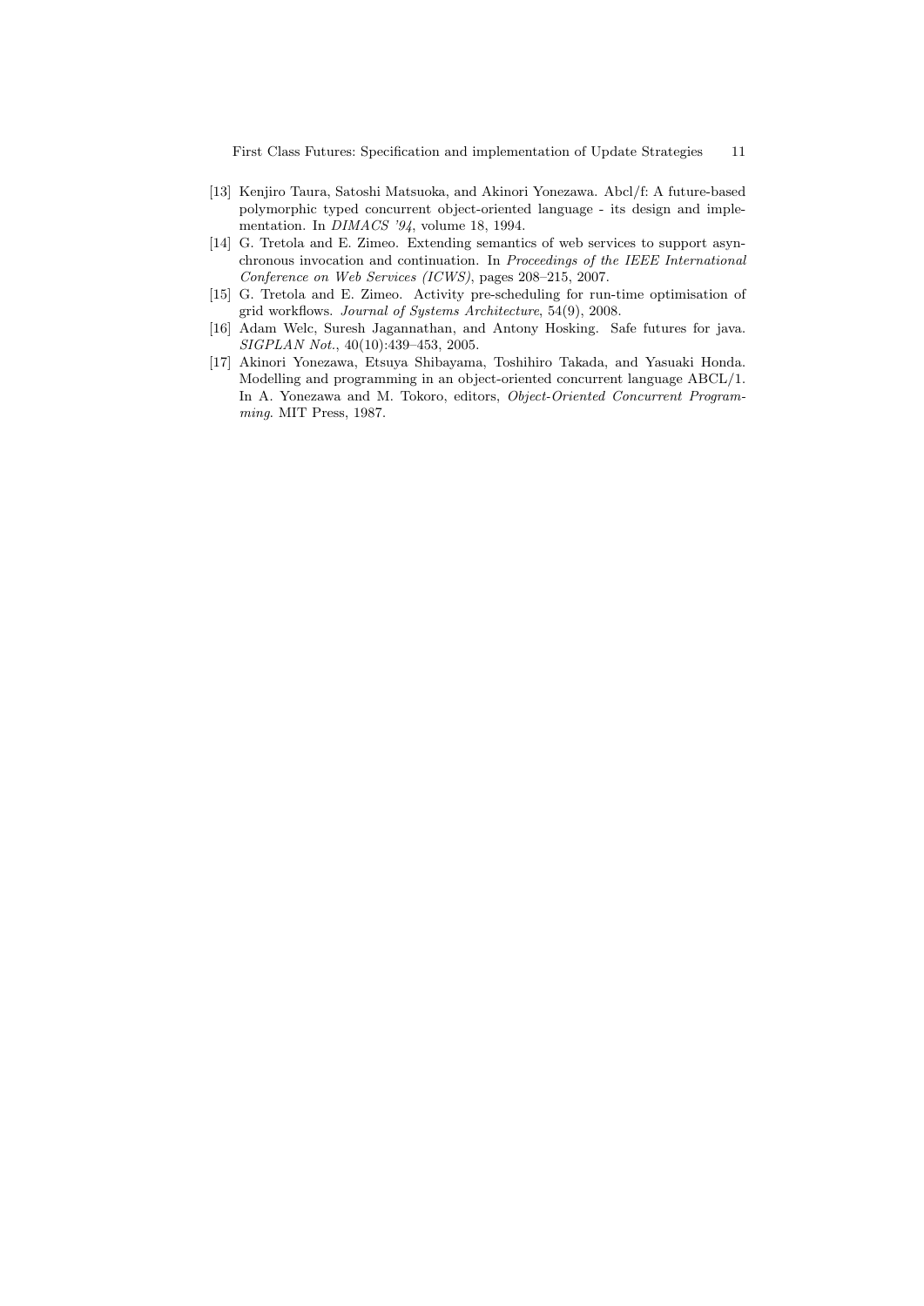[13] Kenjiro Taura, Satoshi Matsuoka, and Akinori Yonezawa. Abcl/f: A future-based polymorphic typed concurrent object-oriented language - its design and implementation. In *DIMACS '94*, volume 18, 1994.

[14] G. Tretola and E. Zimeo. Extending semantics of web services to support asynchronous invocation and continuation. In *Proceedings of the IEEE International Conference on Web Services (ICWS)*, pages 208–215, 2007.

[15] G. Tretola and E. Zimeo. Activity pre-scheduling for run-time optimisation of grid workflows. *Journal of Systems Architecture*, 54(9), 2008.

[16] Adam Welc, Suresh Jagannathan, and Antony Hosking. Safe futures for java. *SIGPLAN Not.*, 40(10):439–453, 2005.

[17] Akinori Yonezawa, Etsuya Shibayama, Toshihiro Takada, and Yasuaki Honda. Modelling and programming in an object-oriented concurrent language ABCL/1. In A. Yonezawa and M. Tokoro, editors, *Object-Oriented Concurrent Programming*. MIT Press, 1987.